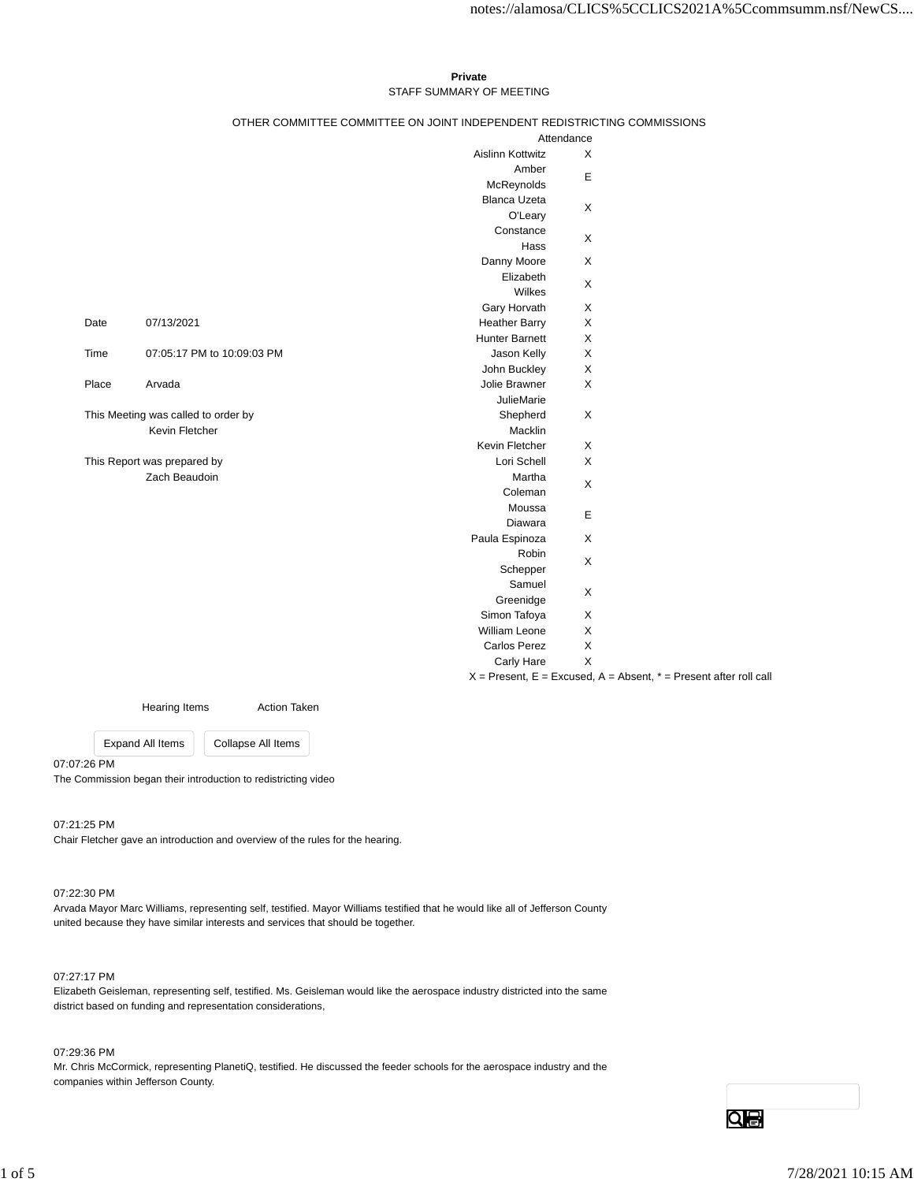**Private**

STAFF SUMMARY OF MEETING

OTHER COMMITTEE COMMITTEE ON JOINT INDEPENDENT REDISTRICTING COMMISSIONS

| | |
|---|---|
| Date | 07/13/2021 |
| Time | 07:05:17 PM to 10:09:03 PM |
| Place | Arvada |

This Meeting was called to order by
Kevin Fletcher

This Report was prepared by
Zach Beaudoin

| Attendance | |
|---|---|
| Aislinn Kottwitz | X |
| Amber McReynolds | E |
| Blanca Uzeta O'Leary | X |
| Constance Hass | X |
| Danny Moore | X |
| Elizabeth Wilkes | X |
| Gary Horvath | X |
| Heather Barry | X |
| Hunter Barnett | X |
| Jason Kelly | X |
| John Buckley | X |
| Jolie Brawner | X |
| JulieMarie Shepherd Macklin | X |
| Kevin Fletcher | X |
| Lori Schell | X |
| Martha Coleman | X |
| Moussa Diawara | E |
| Paula Espinoza | X |
| Robin Schepper | X |
| Samuel Greenidge | X |
| Simon Tafoya | X |
| William Leone | X |
| Carlos Perez | X |
| Carly Hare | X |

X = Present, E = Excused, A = Absent, * = Present after roll call

| Hearing Items | Action Taken |
|---|---|

07:07:26 PM
The Commission began their introduction to redistricting video

07:21:25 PM
Chair Fletcher gave an introduction and overview of the rules for the hearing.

07:22:30 PM
Arvada Mayor Marc Williams, representing self, testified. Mayor Williams testified that he would like all of Jefferson County united because they have similar interests and services that should be together.

07:27:17 PM
Elizabeth Geisleman, representing self, testified. Ms. Geisleman would like the aerospace industry districted into the same district based on funding and representation considerations,

07:29:36 PM
Mr. Chris McCormick, representing PlanetiQ, testified. He discussed the feeder schools for the aerospace industry and the companies within Jefferson County.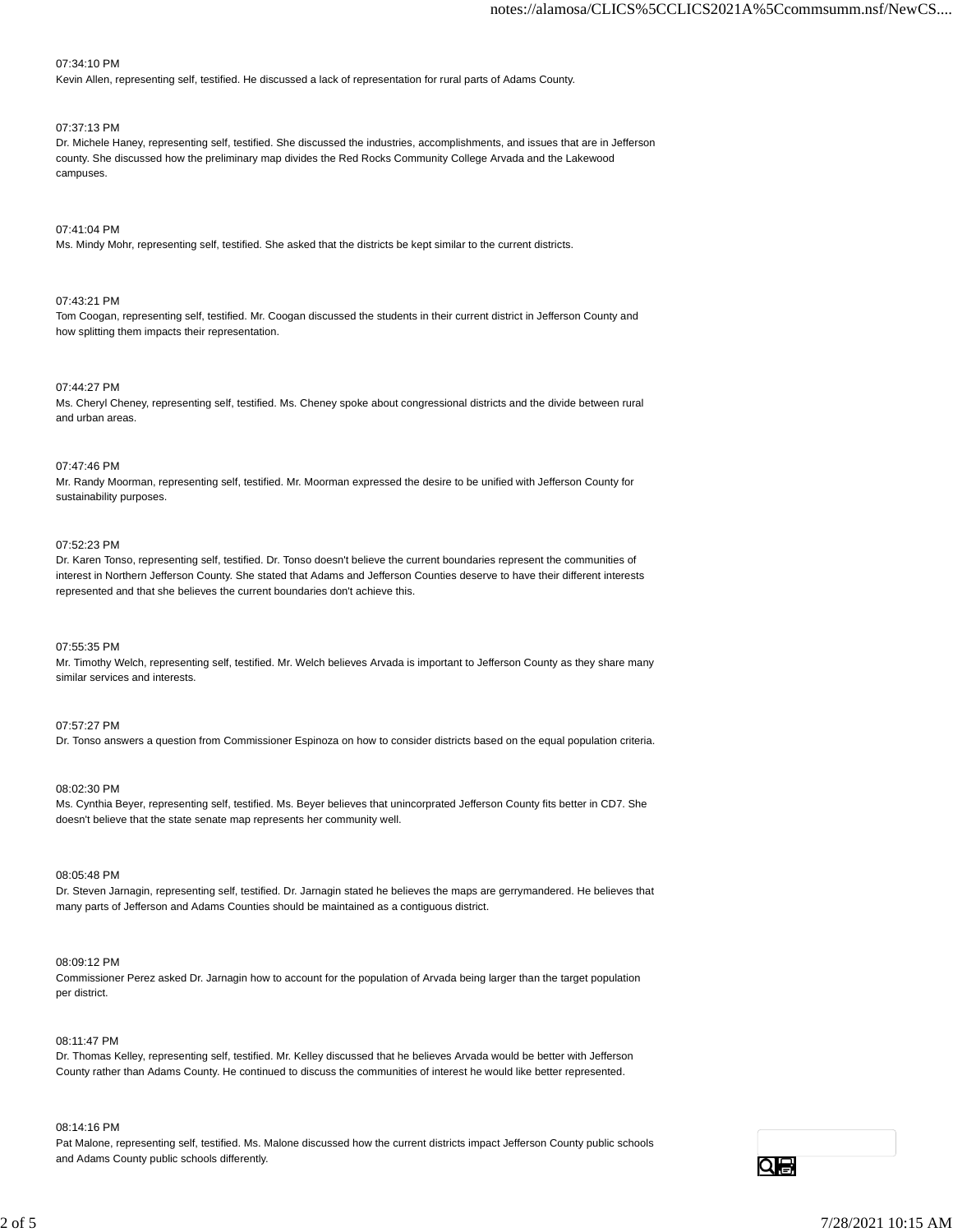07:34:10 PM
Kevin Allen, representing self, testified. He discussed a lack of representation for rural parts of Adams County.

07:37:13 PM
Dr. Michele Haney, representing self, testified. She discussed the industries, accomplishments, and issues that are in Jefferson county. She discussed how the preliminary map divides the Red Rocks Community College Arvada and the Lakewood campuses.

07:41:04 PM
Ms. Mindy Mohr, representing self, testified. She asked that the districts be kept similar to the current districts.

07:43:21 PM
Tom Coogan, representing self, testified. Mr. Coogan discussed the students in their current district in Jefferson County and how splitting them impacts their representation.

07:44:27 PM
Ms. Cheryl Cheney, representing self, testified. Ms. Cheney spoke about congressional districts and the divide between rural and urban areas.

07:47:46 PM
Mr. Randy Moorman, representing self, testified. Mr. Moorman expressed the desire to be unified with Jefferson County for sustainability purposes.

07:52:23 PM
Dr. Karen Tonso, representing self, testified. Dr. Tonso doesn't believe the current boundaries represent the communities of interest in Northern Jefferson County. She stated that Adams and Jefferson Counties deserve to have their different interests represented and that she believes the current boundaries don't achieve this.

07:55:35 PM
Mr. Timothy Welch, representing self, testified. Mr. Welch believes Arvada is important to Jefferson County as they share many similar services and interests.

07:57:27 PM
Dr. Tonso answers a question from Commissioner Espinoza on how to consider districts based on the equal population criteria.

08:02:30 PM
Ms. Cynthia Beyer, representing self, testified. Ms. Beyer believes that unincorprated Jefferson County fits better in CD7. She doesn't believe that the state senate map represents her community well.

08:05:48 PM
Dr. Steven Jarnagin, representing self, testified. Dr. Jarnagin stated he believes the maps are gerrymandered. He believes that many parts of Jefferson and Adams Counties should be maintained as a contiguous district.

08:09:12 PM
Commissioner Perez asked Dr. Jarnagin how to account for the population of Arvada being larger than the target population per district.

08:11:47 PM
Dr. Thomas Kelley, representing self, testified. Mr. Kelley discussed that he believes Arvada would be better with Jefferson County rather than Adams County. He continued to discuss the communities of interest he would like better represented.

08:14:16 PM
Pat Malone, representing self, testified. Ms. Malone discussed how the current districts impact Jefferson County public schools and Adams County public schools differently.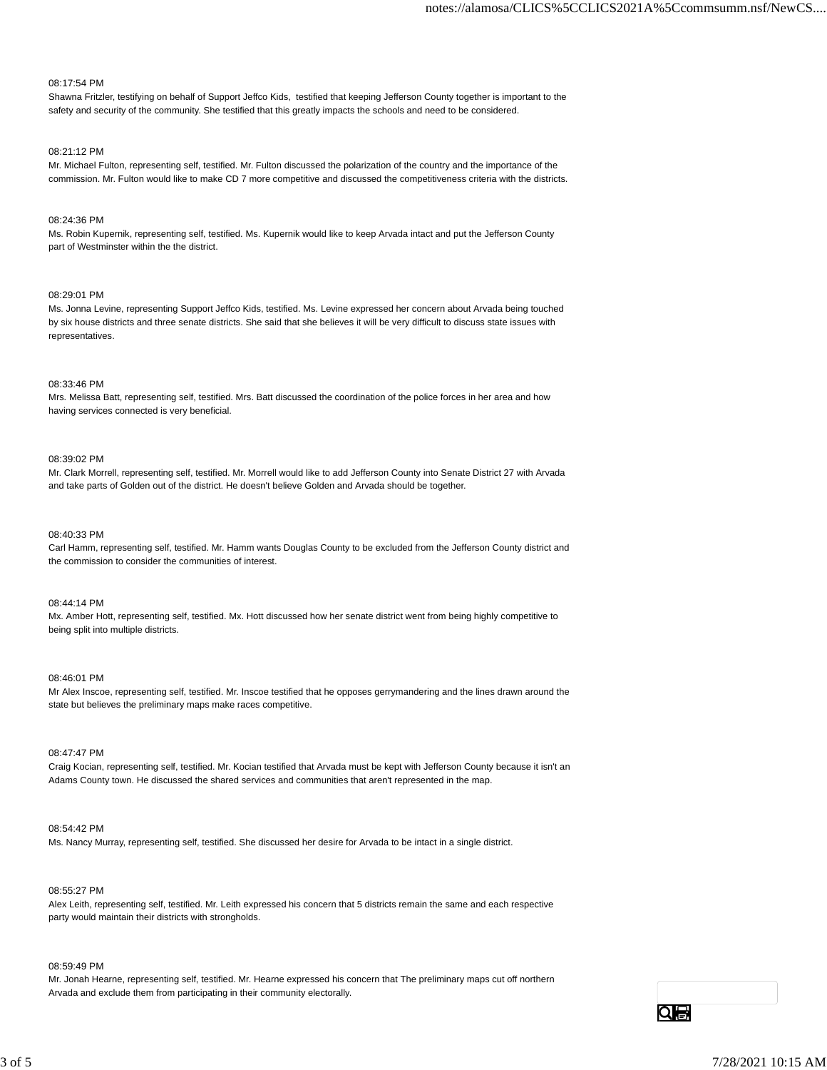08:17:54 PM

Shawna Fritzler, testifying on behalf of Support Jeffco Kids, testified that keeping Jefferson County together is important to the safety and security of the community. She testified that this greatly impacts the schools and need to be considered.

08:21:12 PM

Mr. Michael Fulton, representing self, testified. Mr. Fulton discussed the polarization of the country and the importance of the commission. Mr. Fulton would like to make CD 7 more competitive and discussed the competitiveness criteria with the districts.

08:24:36 PM

Ms. Robin Kupernik, representing self, testified. Ms. Kupernik would like to keep Arvada intact and put the Jefferson County part of Westminster within the the district.

08:29:01 PM

Ms. Jonna Levine, representing Support Jeffco Kids, testified. Ms. Levine expressed her concern about Arvada being touched by six house districts and three senate districts. She said that she believes it will be very difficult to discuss state issues with representatives.

08:33:46 PM

Mrs. Melissa Batt, representing self, testified. Mrs. Batt discussed the coordination of the police forces in her area and how having services connected is very beneficial.

08:39:02 PM

Mr. Clark Morrell, representing self, testified. Mr. Morrell would like to add Jefferson County into Senate District 27 with Arvada and take parts of Golden out of the district. He doesn't believe Golden and Arvada should be together.

08:40:33 PM

Carl Hamm, representing self, testified. Mr. Hamm wants Douglas County to be excluded from the Jefferson County district and the commission to consider the communities of interest.

08:44:14 PM

Mx. Amber Hott, representing self, testified. Mx. Hott discussed how her senate district went from being highly competitive to being split into multiple districts.

08:46:01 PM

Mr Alex Inscoe, representing self, testified. Mr. Inscoe testified that he opposes gerrymandering and the lines drawn around the state but believes the preliminary maps make races competitive.

08:47:47 PM

Craig Kocian, representing self, testified. Mr. Kocian testified that Arvada must be kept with Jefferson County because it isn't an Adams County town. He discussed the shared services and communities that aren't represented in the map.

08:54:42 PM

Ms. Nancy Murray, representing self, testified. She discussed her desire for Arvada to be intact in a single district.

08:55:27 PM

Alex Leith, representing self, testified. Mr. Leith expressed his concern that 5 districts remain the same and each respective party would maintain their districts with strongholds.

08:59:49 PM

Mr. Jonah Hearne, representing self, testified. Mr. Hearne expressed his concern that The preliminary maps cut off northern Arvada and exclude them from participating in their community electorally.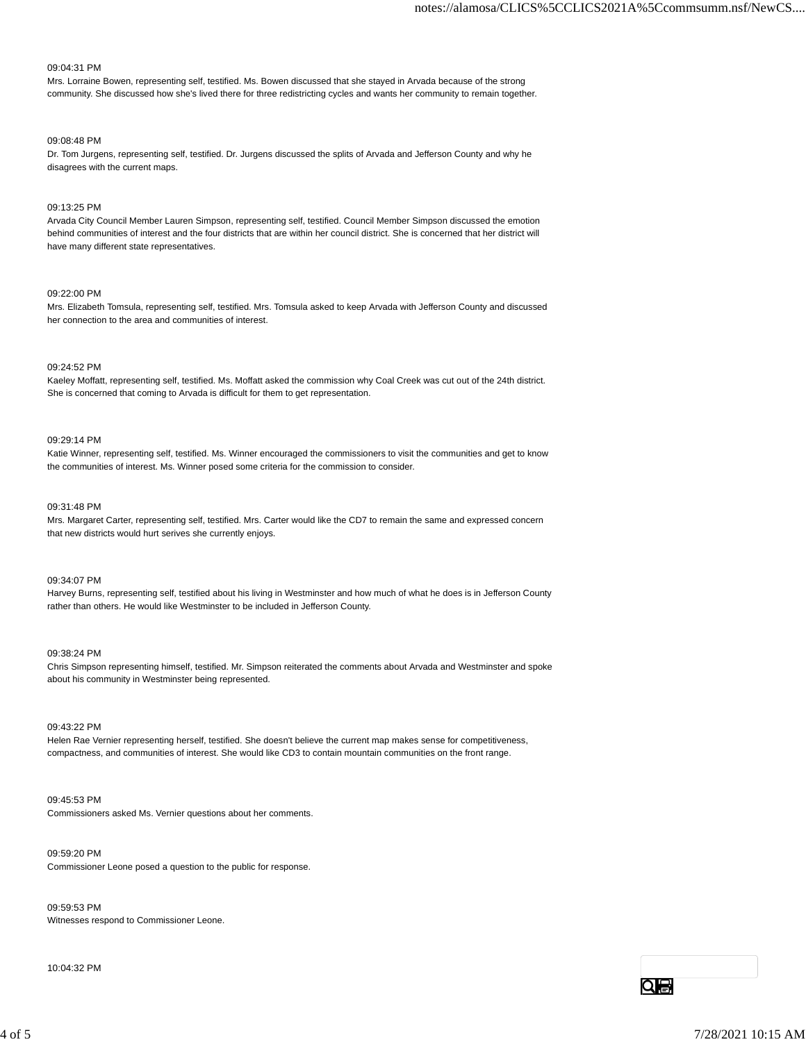09:04:31 PM

Mrs. Lorraine Bowen, representing self, testified. Ms. Bowen discussed that she stayed in Arvada because of the strong community. She discussed how she's lived there for three redistricting cycles and wants her community to remain together.

09:08:48 PM

Dr. Tom Jurgens, representing self, testified. Dr. Jurgens discussed the splits of Arvada and Jefferson County and why he disagrees with the current maps.

09:13:25 PM

Arvada City Council Member Lauren Simpson, representing self, testified. Council Member Simpson discussed the emotion behind communities of interest and the four districts that are within her council district. She is concerned that her district will have many different state representatives.

09:22:00 PM

Mrs. Elizabeth Tomsula, representing self, testified. Mrs. Tomsula asked to keep Arvada with Jefferson County and discussed her connection to the area and communities of interest.

09:24:52 PM

Kaeley Moffatt, representing self, testified. Ms. Moffatt asked the commission why Coal Creek was cut out of the 24th district. She is concerned that coming to Arvada is difficult for them to get representation.

09:29:14 PM

Katie Winner, representing self, testified. Ms. Winner encouraged the commissioners to visit the communities and get to know the communities of interest. Ms. Winner posed some criteria for the commission to consider.

09:31:48 PM

Mrs. Margaret Carter, representing self, testified. Mrs. Carter would like the CD7 to remain the same and expressed concern that new districts would hurt serives she currently enjoys.

09:34:07 PM

Harvey Burns, representing self, testified about his living in Westminster and how much of what he does is in Jefferson County rather than others. He would like Westminster to be included in Jefferson County.

09:38:24 PM

Chris Simpson representing himself, testified. Mr. Simpson reiterated the comments about Arvada and Westminster and spoke about his community in Westminster being represented.

09:43:22 PM

Helen Rae Vernier representing herself, testified. She doesn't believe the current map makes sense for competitiveness, compactness, and communities of interest. She would like CD3 to contain mountain communities on the front range.

09:45:53 PM

Commissioners asked Ms. Vernier questions about her comments.

09:59:20 PM

Commissioner Leone posed a question to the public for response.

09:59:53 PM

Witnesses respond to Commissioner Leone.

10:04:32 PM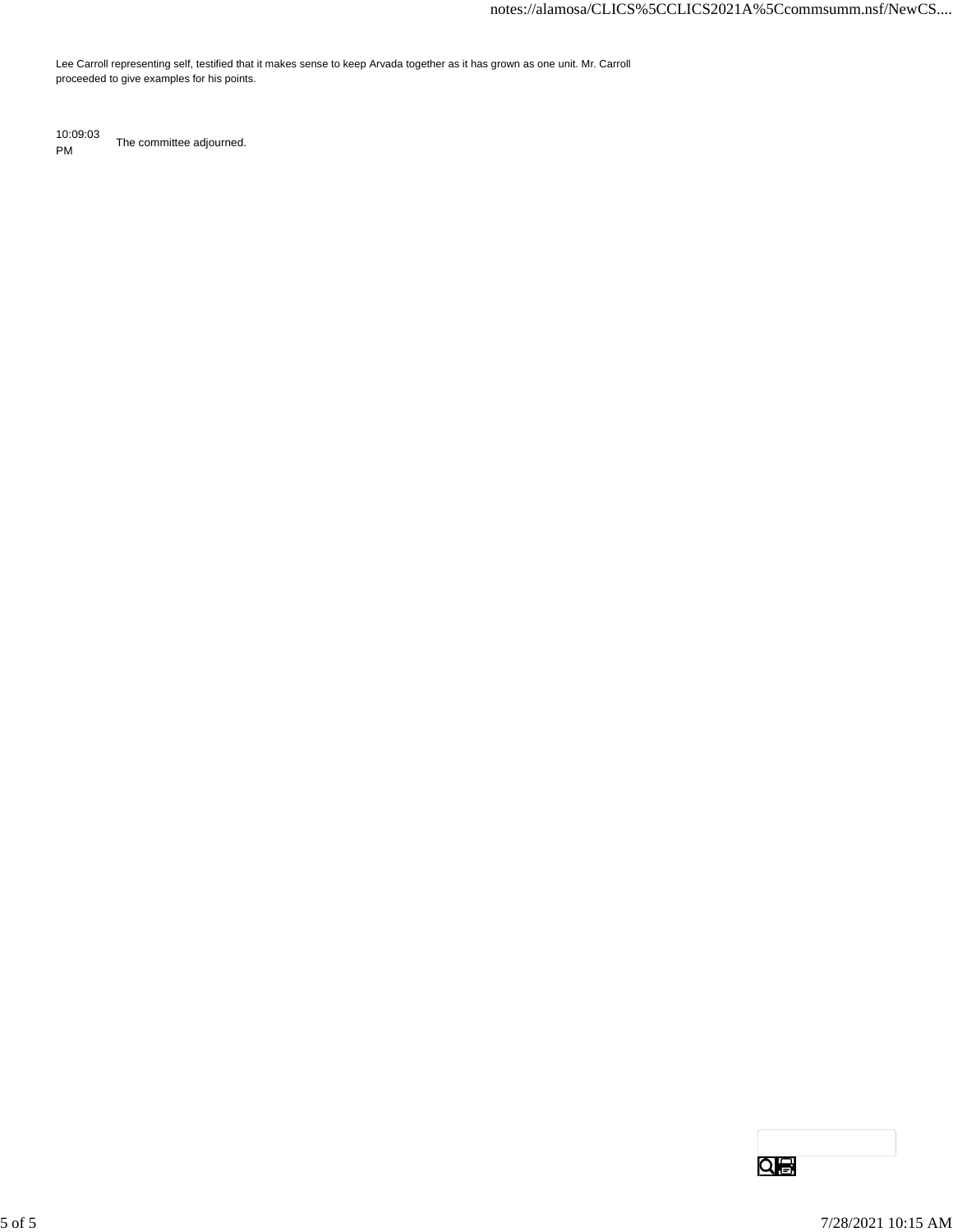Lee Carroll representing self, testified that it makes sense to keep Arvada together as it has grown as one unit. Mr. Carroll proceeded to give examples for his points.

| | |
|---|---|
| 10:09:03 PM | The committee adjourned. |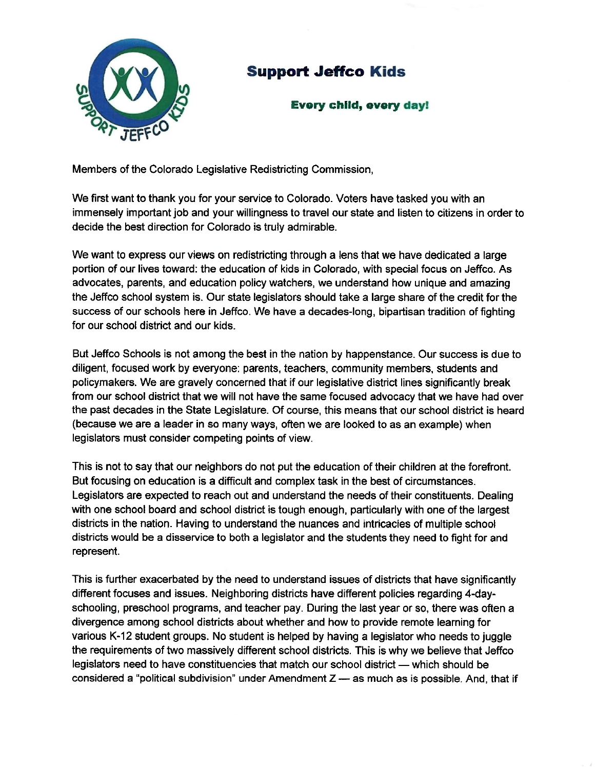# Support Jeffco Kids

**Every child, every day!**

Members of the Colorado Legislative Redistricting Commission,

We first want to thank you for your service to Colorado. Voters have tasked you with an immensely important job and your willingness to travel our state and listen to citizens in order to decide the best direction for Colorado is truly admirable.

We want to express our views on redistricting through a lens that we have dedicated a large portion of our lives toward: the education of kids in Colorado, with special focus on Jeffco. As advocates, parents, and education policy watchers, we understand how unique and amazing the Jeffco school system is. Our state legislators should take a large share of the credit for the success of our schools here in Jeffco. We have a decades-long, bipartisan tradition of fighting for our school district and our kids.

But Jeffco Schools is not among the best in the nation by happenstance. Our success is due to diligent, focused work by everyone: parents, teachers, community members, students and policymakers. We are gravely concerned that if our legislative district lines significantly break from our school district that we will not have the same focused advocacy that we have had over the past decades in the State Legislature. Of course, this means that our school district is heard (because we are a leader in so many ways, often we are looked to as an example) when legislators must consider competing points of view.

This is not to say that our neighbors do not put the education of their children at the forefront. But focusing on education is a difficult and complex task in the best of circumstances. Legislators are expected to reach out and understand the needs of their constituents. Dealing with one school board and school district is tough enough, particularly with one of the largest districts in the nation. Having to understand the nuances and intricacies of multiple school districts would be a disservice to both a legislator and the students they need to fight for and represent.

This is further exacerbated by the need to understand issues of districts that have significantly different focuses and issues. Neighboring districts have different policies regarding 4-day-schooling, preschool programs, and teacher pay. During the last year or so, there was often a divergence among school districts about whether and how to provide remote learning for various K-12 student groups. No student is helped by having a legislator who needs to juggle the requirements of two massively different school districts. This is why we believe that Jeffco legislators need to have constituencies that match our school district — which should be considered a "political subdivision" under Amendment Z — as much as is possible. And, that if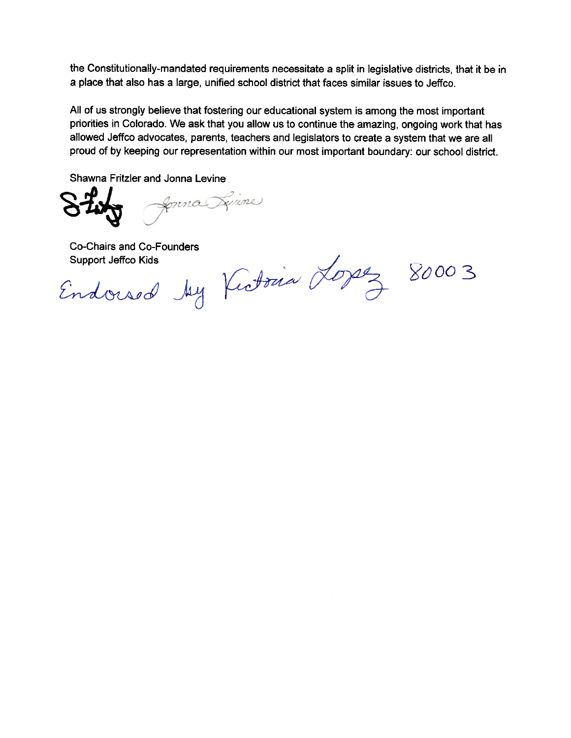the Constitutionally-mandated requirements necessitate a split in legislative districts, that it be in a place that also has a large, unified school district that faces similar issues to Jeffco.

All of us strongly believe that fostering our educational system is among the most important priorities in Colorado. We ask that you allow us to continue the amazing, ongoing work that has allowed Jeffco advocates, parents, teachers and legislators to create a system that we are all proud of by keeping our representation within our most important boundary: our school district.

Shawna Fritzler and Jonna Levine

Co-Chairs and Co-Founders
Support Jeffco Kids

Endorsed by Victoria Lopez 80003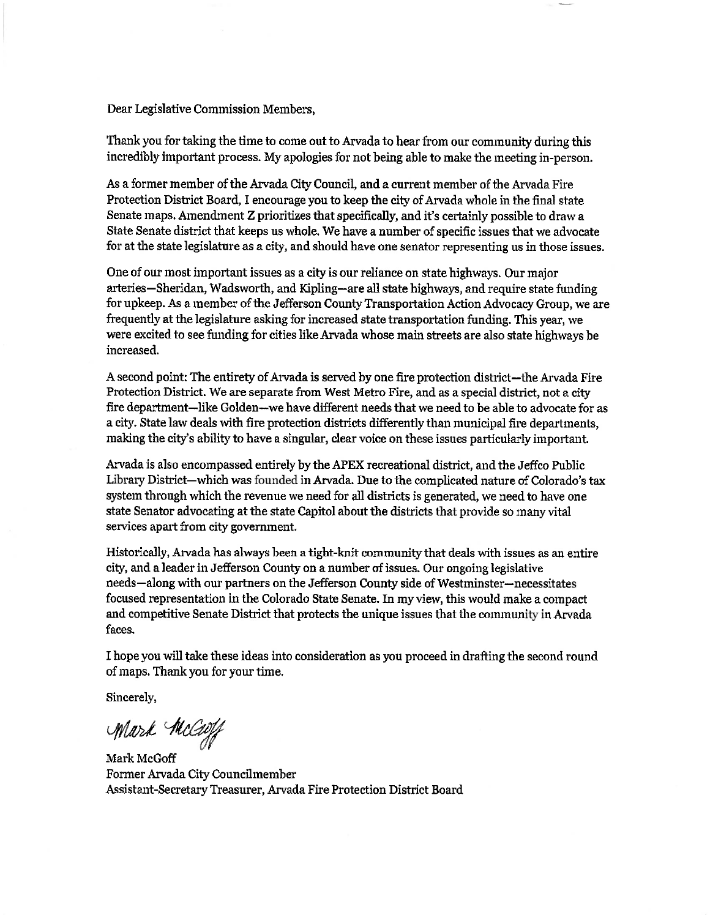Dear Legislative Commission Members,

Thank you for taking the time to come out to Arvada to hear from our community during this incredibly important process. My apologies for not being able to make the meeting in-person.

As a former member of the Arvada City Council, and a current member of the Arvada Fire Protection District Board, I encourage you to keep the city of Arvada whole in the final state Senate maps. Amendment Z prioritizes that specifically, and it's certainly possible to draw a State Senate district that keeps us whole. We have a number of specific issues that we advocate for at the state legislature as a city, and should have one senator representing us in those issues.

One of our most important issues as a city is our reliance on state highways. Our major arteries—Sheridan, Wadsworth, and Kipling—are all state highways, and require state funding for upkeep. As a member of the Jefferson County Transportation Action Advocacy Group, we are frequently at the legislature asking for increased state transportation funding. This year, we were excited to see funding for cities like Arvada whose main streets are also state highways be increased.

A second point: The entirety of Arvada is served by one fire protection district—the Arvada Fire Protection District. We are separate from West Metro Fire, and as a special district, not a city fire department—like Golden—we have different needs that we need to be able to advocate for as a city. State law deals with fire protection districts differently than municipal fire departments, making the city's ability to have a singular, clear voice on these issues particularly important.

Arvada is also encompassed entirely by the APEX recreational district, and the Jeffco Public Library District—which was founded in Arvada. Due to the complicated nature of Colorado's tax system through which the revenue we need for all districts is generated, we need to have one state Senator advocating at the state Capitol about the districts that provide so many vital services apart from city government.

Historically, Arvada has always been a tight-knit community that deals with issues as an entire city, and a leader in Jefferson County on a number of issues. Our ongoing legislative needs—along with our partners on the Jefferson County side of Westminster—necessitates focused representation in the Colorado State Senate. In my view, this would make a compact and competitive Senate District that protects the unique issues that the community in Arvada faces.

I hope you will take these ideas into consideration as you proceed in drafting the second round of maps. Thank you for your time.

Sincerely,

Mark McGoff

Mark McGoff
Former Arvada City Councilmember
Assistant-Secretary Treasurer, Arvada Fire Protection District Board